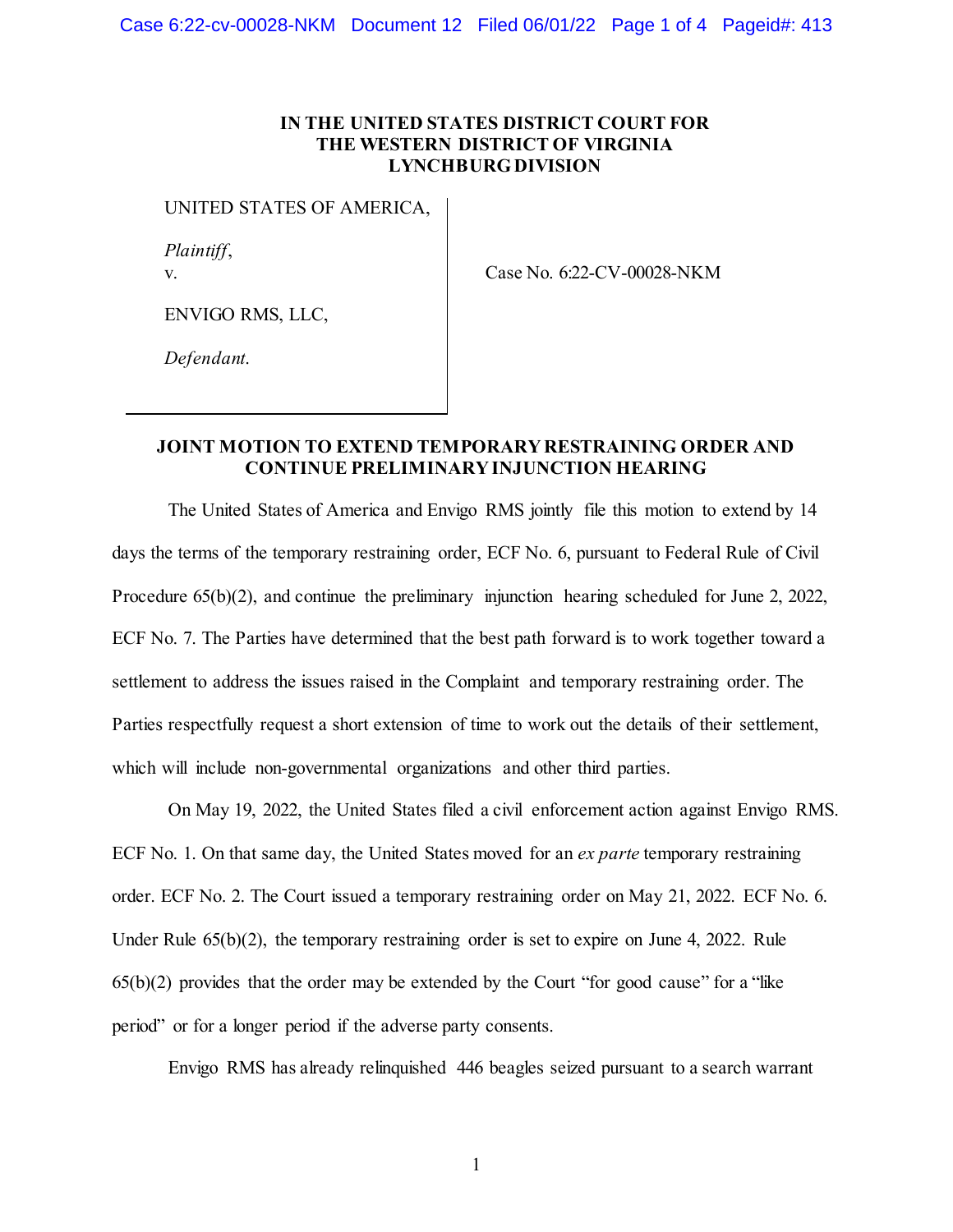**IN THE UNITED STATES DISTRICT COURT FOR THE WESTERN DISTRICT OF VIRGINIA LYNCHBURG DIVISION**

| | |
|---|---|
| UNITED STATES OF AMERICA,<br><br>*Plaintiff*,<br>v.<br><br>ENVIGO RMS, LLC,<br><br>*Defendant*. | Case No. 6:22-CV-00028-NKM |

**JOINT MOTION TO EXTEND TEMPORARY RESTRAINING ORDER AND CONTINUE PRELIMINARY INJUNCTION HEARING**

The United States of America and Envigo RMS jointly file this motion to extend by 14 days the terms of the temporary restraining order, ECF No. 6, pursuant to Federal Rule of Civil Procedure 65(b)(2), and continue the preliminary injunction hearing scheduled for June 2, 2022, ECF No. 7. The Parties have determined that the best path forward is to work together toward a settlement to address the issues raised in the Complaint and temporary restraining order. The Parties respectfully request a short extension of time to work out the details of their settlement, which will include non-governmental organizations and other third parties.

On May 19, 2022, the United States filed a civil enforcement action against Envigo RMS. ECF No. 1. On that same day, the United States moved for an *ex parte* temporary restraining order. ECF No. 2. The Court issued a temporary restraining order on May 21, 2022. ECF No. 6. Under Rule 65(b)(2), the temporary restraining order is set to expire on June 4, 2022. Rule 65(b)(2) provides that the order may be extended by the Court "for good cause" for a "like period" or for a longer period if the adverse party consents.

Envigo RMS has already relinquished 446 beagles seized pursuant to a search warrant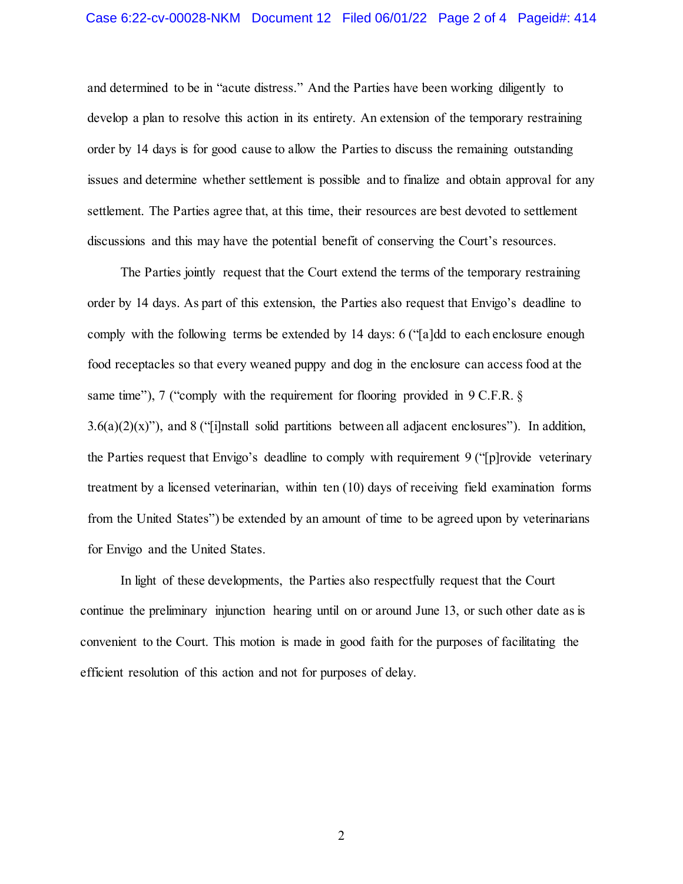and determined to be in "acute distress." And the Parties have been working diligently to develop a plan to resolve this action in its entirety. An extension of the temporary restraining order by 14 days is for good cause to allow the Parties to discuss the remaining outstanding issues and determine whether settlement is possible and to finalize and obtain approval for any settlement. The Parties agree that, at this time, their resources are best devoted to settlement discussions and this may have the potential benefit of conserving the Court's resources.

The Parties jointly request that the Court extend the terms of the temporary restraining order by 14 days. As part of this extension, the Parties also request that Envigo's deadline to comply with the following terms be extended by 14 days: 6 ("[a]dd to each enclosure enough food receptacles so that every weaned puppy and dog in the enclosure can access food at the same time"), 7 ("comply with the requirement for flooring provided in 9 C.F.R. § 3.6(a)(2)(x)"), and 8 ("[i]nstall solid partitions between all adjacent enclosures"). In addition, the Parties request that Envigo's deadline to comply with requirement 9 ("[p]rovide veterinary treatment by a licensed veterinarian, within ten (10) days of receiving field examination forms from the United States") be extended by an amount of time to be agreed upon by veterinarians for Envigo and the United States.

In light of these developments, the Parties also respectfully request that the Court continue the preliminary injunction hearing until on or around June 13, or such other date as is convenient to the Court. This motion is made in good faith for the purposes of facilitating the efficient resolution of this action and not for purposes of delay.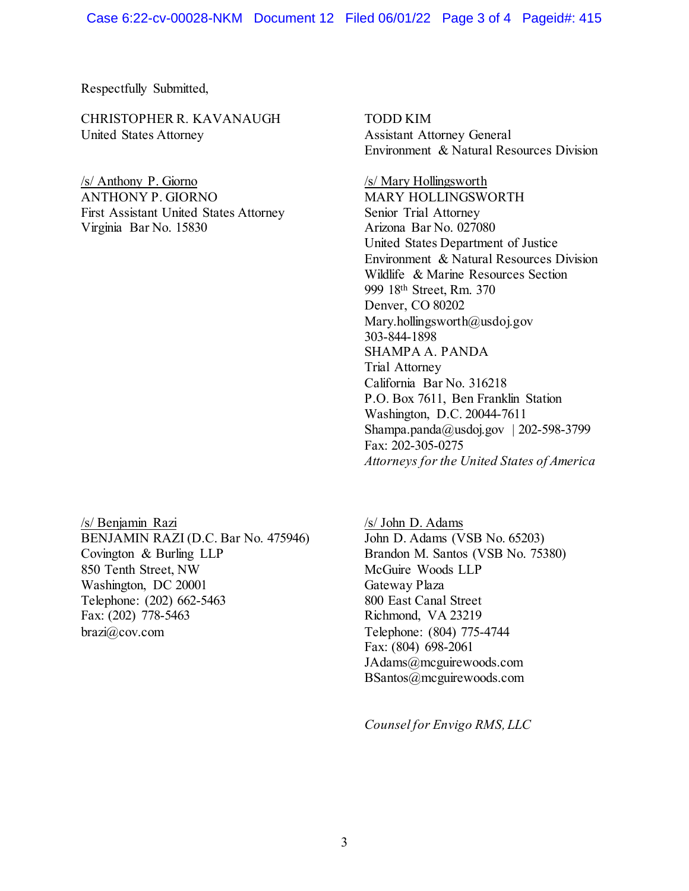Respectfully Submitted,

CHRISTOPHER R. KAVANAUGH
United States Attorney

/s/ Anthony P. Giorno
ANTHONY P. GIORNO
First Assistant United States Attorney
Virginia Bar No. 15830

TODD KIM
Assistant Attorney General
Environment & Natural Resources Division

/s/ Mary Hollingsworth
MARY HOLLINGSWORTH
Senior Trial Attorney
Arizona Bar No. 027080
United States Department of Justice
Environment & Natural Resources Division
Wildlife & Marine Resources Section
999 18th Street, Rm. 370
Denver, CO 80202
Mary.hollingsworth@usdoj.gov
303-844-1898
SHAMPA A. PANDA
Trial Attorney
California Bar No. 316218
P.O. Box 7611, Ben Franklin Station
Washington, D.C. 20044-7611
Shampa.panda@usdoj.gov | 202-598-3799
Fax: 202-305-0275
*Attorneys for the United States of America*

/s/ Benjamin Razi
BENJAMIN RAZI (D.C. Bar No. 475946)
Covington & Burling LLP
850 Tenth Street, NW
Washington, DC 20001
Telephone: (202) 662-5463
Fax: (202) 778-5463
brazi@cov.com

/s/ John D. Adams
John D. Adams (VSB No. 65203)
Brandon M. Santos (VSB No. 75380)
McGuire Woods LLP
Gateway Plaza
800 East Canal Street
Richmond, VA 23219
Telephone: (804) 775-4744
Fax: (804) 698-2061
JAdams@mcguirewoods.com
BSantos@mcguirewoods.com

*Counsel for Envigo RMS, LLC*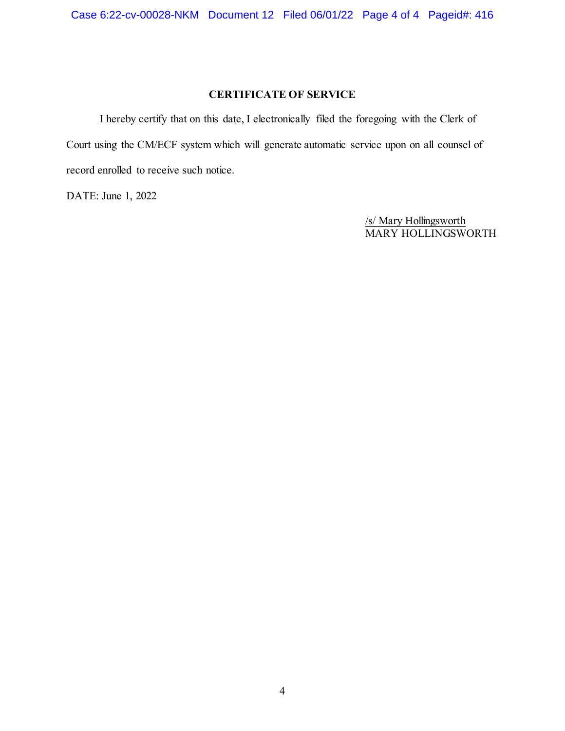## CERTIFICATE OF SERVICE

I hereby certify that on this date, I electronically filed the foregoing with the Clerk of Court using the CM/ECF system which will generate automatic service upon on all counsel of record enrolled to receive such notice.

DATE: June 1, 2022

/s/ Mary Hollingsworth
MARY HOLLINGSWORTH